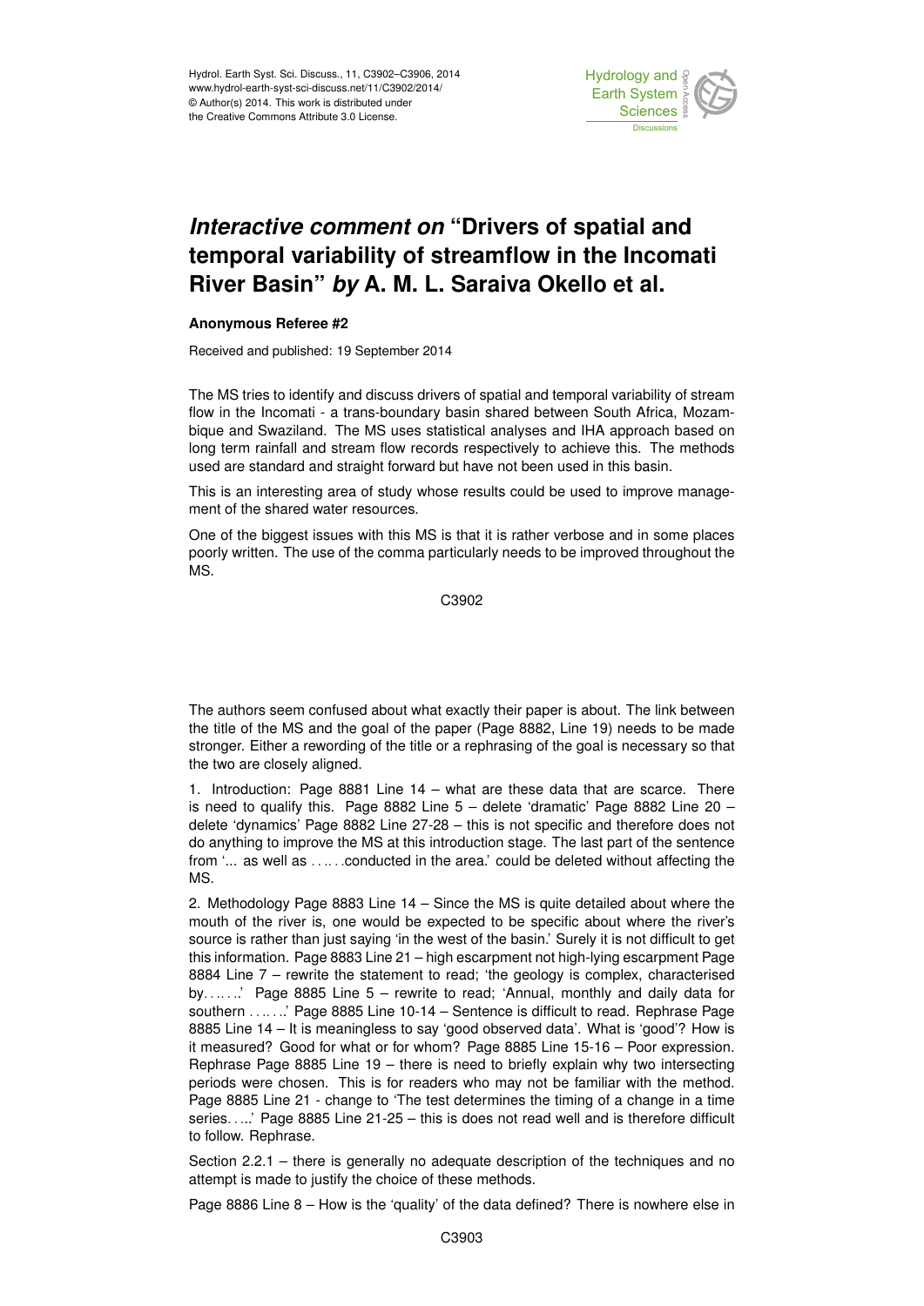# *Interactive comment on* "Drivers of spatial and temporal variability of streamflow in the Incomati River Basin" *by* A. M. L. Saraiva Okello et al.

**Anonymous Referee #2**

Received and published: 19 September 2014

The MS tries to identify and discuss drivers of spatial and temporal variability of stream flow in the Incomati - a trans-boundary basin shared between South Africa, Mozambique and Swaziland. The MS uses statistical analyses and IHA approach based on long term rainfall and stream flow records respectively to achieve this. The methods used are standard and straight forward but have not been used in this basin.

This is an interesting area of study whose results could be used to improve management of the shared water resources.

One of the biggest issues with this MS is that it is rather verbose and in some places poorly written. The use of the comma particularly needs to be improved throughout the MS.

The authors seem confused about what exactly their paper is about. The link between the title of the MS and the goal of the paper (Page 8882, Line 19) needs to be made stronger. Either a rewording of the title or a rephrasing of the goal is necessary so that the two are closely aligned.

1. Introduction: Page 8881 Line 14 – what are these data that are scarce. There is need to qualify this. Page 8882 Line 5 – delete 'dramatic' Page 8882 Line 20 – delete 'dynamics' Page 8882 Line 27-28 – this is not specific and therefore does not do anything to improve the MS at this introduction stage. The last part of the sentence from '... as well as ……conducted in the area.' could be deleted without affecting the MS.

2. Methodology Page 8883 Line 14 – Since the MS is quite detailed about where the mouth of the river is, one would be expected to be specific about where the river's source is rather than just saying 'in the west of the basin.' Surely it is not difficult to get this information. Page 8883 Line 21 – high escarpment not high-lying escarpment Page 8884 Line 7 – rewrite the statement to read; 'the geology is complex, characterised by……' Page 8885 Line 5 – rewrite to read; 'Annual, monthly and daily data for southern ……' Page 8885 Line 10-14 – Sentence is difficult to read. Rephrase Page 8885 Line 14 – It is meaningless to say 'good observed data'. What is 'good'? How is it measured? Good for what or for whom? Page 8885 Line 15-16 – Poor expression. Rephrase Page 8885 Line 19 – there is need to briefly explain why two intersecting periods were chosen. This is for readers who may not be familiar with the method. Page 8885 Line 21 - change to 'The test determines the timing of a change in a time series…..' Page 8885 Line 21-25 – this is does not read well and is therefore difficult to follow. Rephrase.

Section 2.2.1 – there is generally no adequate description of the techniques and no attempt is made to justify the choice of these methods.

Page 8886 Line 8 – How is the 'quality' of the data defined? There is nowhere else in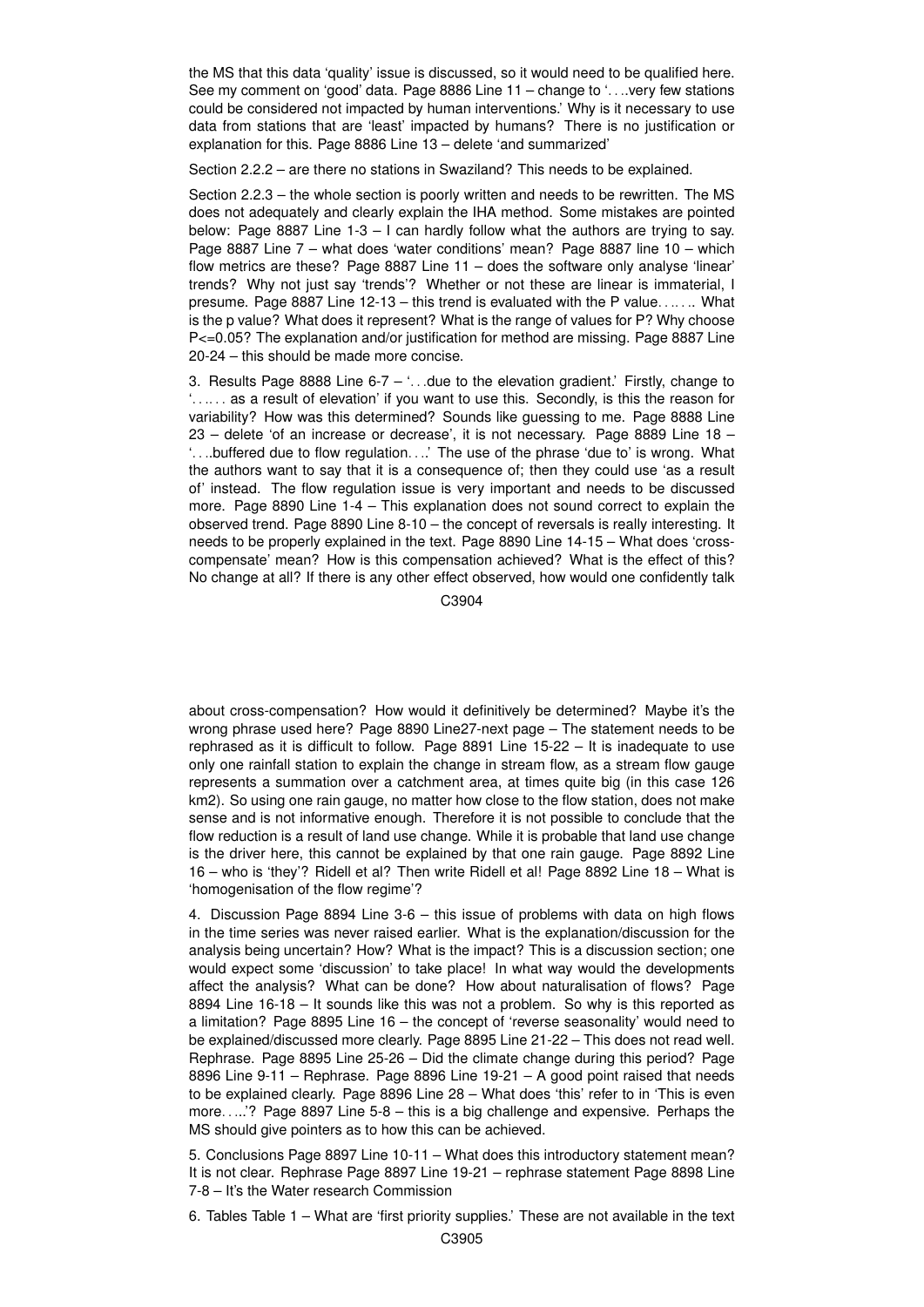the MS that this data 'quality' issue is discussed, so it would need to be qualified here. See my comment on 'good' data. Page 8886 Line 11 – change to '….very few stations could be considered not impacted by human interventions.' Why is it necessary to use data from stations that are 'least' impacted by humans? There is no justification or explanation for this. Page 8886 Line 13 – delete 'and summarized'

Section 2.2.2 – are there no stations in Swaziland? This needs to be explained.

Section 2.2.3 – the whole section is poorly written and needs to be rewritten. The MS does not adequately and clearly explain the IHA method. Some mistakes are pointed below: Page 8887 Line 1-3 – I can hardly follow what the authors are trying to say. Page 8887 Line 7 – what does 'water conditions' mean? Page 8887 line 10 – which flow metrics are these? Page 8887 Line 11 – does the software only analyse 'linear' trends? Why not just say 'trends'? Whether or not these are linear is immaterial, I presume. Page 8887 Line 12-13 – this trend is evaluated with the P value……. What is the p value? What does it represent? What is the range of values for P? Why choose P<=0.05? The explanation and/or justification for method are missing. Page 8887 Line 20-24 – this should be made more concise.

3. Results Page 8888 Line 6-7 – '…due to the elevation gradient.' Firstly, change to '…… as a result of elevation' if you want to use this. Secondly, is this the reason for variability? How was this determined? Sounds like guessing to me. Page 8888 Line 23 – delete 'of an increase or decrease', it is not necessary. Page 8889 Line 18 – '….buffered due to flow regulation….' The use of the phrase 'due to' is wrong. What the authors want to say that it is a consequence of; then they could use 'as a result of' instead. The flow regulation issue is very important and needs to be discussed more. Page 8890 Line 1-4 – This explanation does not sound correct to explain the observed trend. Page 8890 Line 8-10 – the concept of reversals is really interesting. It needs to be properly explained in the text. Page 8890 Line 14-15 – What does 'cross-compensate' mean? How is this compensation achieved? What is the effect of this? No change at all? If there is any other effect observed, how would one confidently talk about cross-compensation? How would it definitively be determined? Maybe it's the wrong phrase used here? Page 8890 Line27-next page – The statement needs to be rephrased as it is difficult to follow. Page 8891 Line 15-22 – It is inadequate to use only one rainfall station to explain the change in stream flow, as a stream flow gauge represents a summation over a catchment area, at times quite big (in this case 126 km2). So using one rain gauge, no matter how close to the flow station, does not make sense and is not informative enough. Therefore it is not possible to conclude that the flow reduction is a result of land use change. While it is probable that land use change is the driver here, this cannot be explained by that one rain gauge. Page 8892 Line 16 – who is 'they'? Ridell et al? Then write Ridell et al! Page 8892 Line 18 – What is 'homogenisation of the flow regime'?

4. Discussion Page 8894 Line 3-6 – this issue of problems with data on high flows in the time series was never raised earlier. What is the explanation/discussion for the analysis being uncertain? How? What is the impact? This is a discussion section; one would expect some 'discussion' to take place! In what way would the developments affect the analysis? What can be done? How about naturalisation of flows? Page 8894 Line 16-18 – It sounds like this was not a problem. So why is this reported as a limitation? Page 8895 Line 16 – the concept of 'reverse seasonality' would need to be explained/discussed more clearly. Page 8895 Line 21-22 – This does not read well. Rephrase. Page 8895 Line 25-26 – Did the climate change during this period? Page 8896 Line 9-11 – Rephrase. Page 8896 Line 19-21 – A good point raised that needs to be explained clearly. Page 8896 Line 28 – What does 'this' refer to in 'This is even more…..'? Page 8897 Line 5-8 – this is a big challenge and expensive. Perhaps the MS should give pointers as to how this can be achieved.

5. Conclusions Page 8897 Line 10-11 – What does this introductory statement mean? It is not clear. Rephrase Page 8897 Line 19-21 – rephrase statement Page 8898 Line 7-8 – It's the Water research Commission

6. Tables Table 1 – What are 'first priority supplies.' These are not available in the text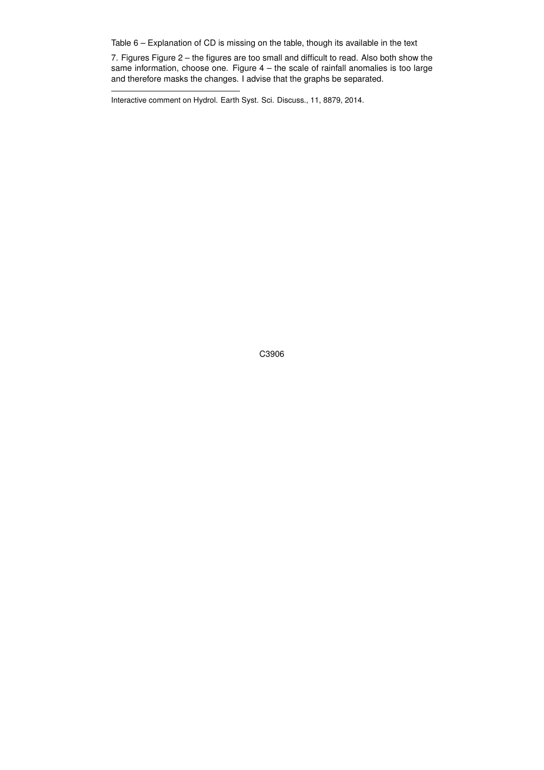Table 6 – Explanation of CD is missing on the table, though its available in the text

7. Figures Figure 2 – the figures are too small and difficult to read. Also both show the same information, choose one. Figure 4 – the scale of rainfall anomalies is too large and therefore masks the changes. I advise that the graphs be separated.

---

Interactive comment on Hydrol. Earth Syst. Sci. Discuss., 11, 8879, 2014.